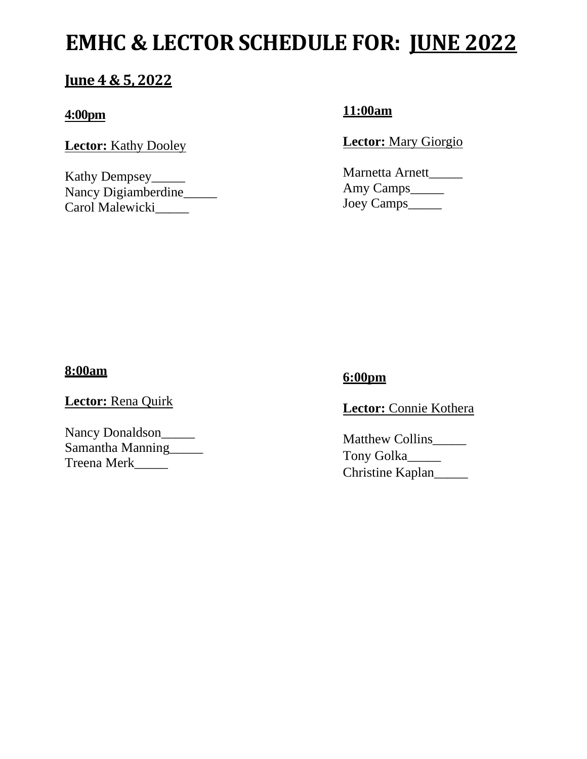# EMHC & LECTOR SCHEDULE FOR: JUNE 2022

## June 4 & 5, 2022

**4:00pm**

**Lector:** Kathy Dooley

Kathy Dempsey_____
Nancy Digiamberdine_____
Carol Malewicki_____

**11:00am**

**Lector:** Mary Giorgio

Marnetta Arnett_____
Amy Camps_____
Joey Camps_____

**8:00am**

**Lector:** Rena Quirk

Nancy Donaldson_____
Samantha Manning_____
Treena Merk_____

**6:00pm**

**Lector:** Connie Kothera

Matthew Collins_____
Tony Golka_____
Christine Kaplan_____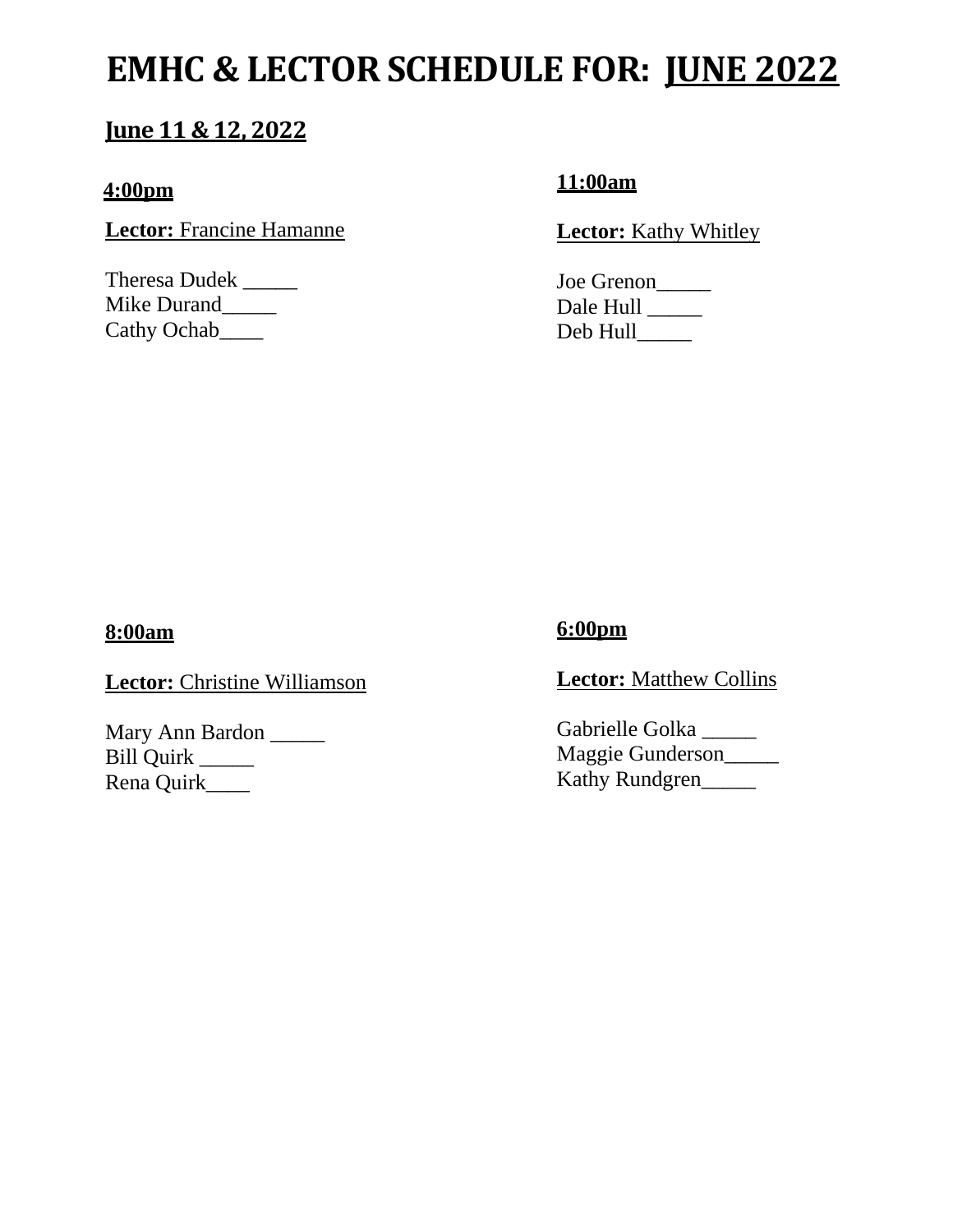# EMHC & LECTOR SCHEDULE FOR: JUNE 2022

## June 11 & 12, 2022

### 4:00pm

**Lector:** Francine Hamanne

Theresa Dudek _____
Mike Durand_____
Cathy Ochab____

### 11:00am

**Lector:** Kathy Whitley

Joe Grenon_____
Dale Hull _____
Deb Hull_____

### 8:00am

**Lector:** Christine Williamson

Mary Ann Bardon _____
Bill Quirk _____
Rena Quirk____

### 6:00pm

**Lector:** Matthew Collins

Gabrielle Golka _____
Maggie Gunderson_____
Kathy Rundgren_____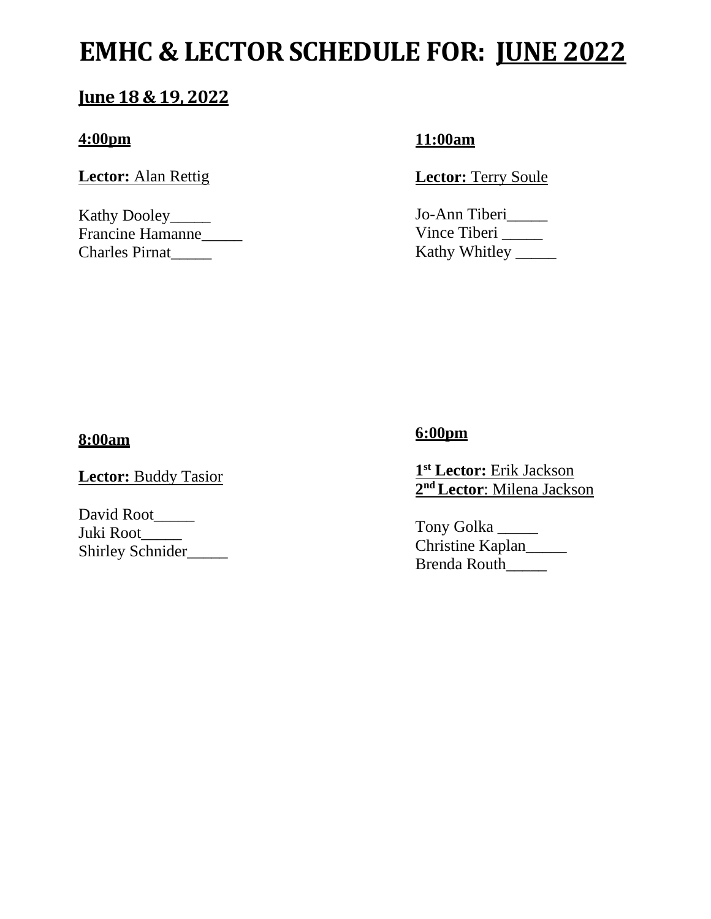# EMHC & LECTOR SCHEDULE FOR: JUNE 2022

## June 18 & 19, 2022

**4:00pm**

**Lector:** Alan Rettig

Kathy Dooley_____
Francine Hamanne_____
Charles Pirnat_____

**8:00am**

**Lector:** Buddy Tasior

David Root_____
Juki Root_____
Shirley Schnider_____

**11:00am**

**Lector:** Terry Soule

Jo-Ann Tiberi_____
Vince Tiberi _____
Kathy Whitley _____

**6:00pm**

**1st Lector:** Erik Jackson
**2nd Lector**: Milena Jackson

Tony Golka _____
Christine Kaplan_____
Brenda Routh_____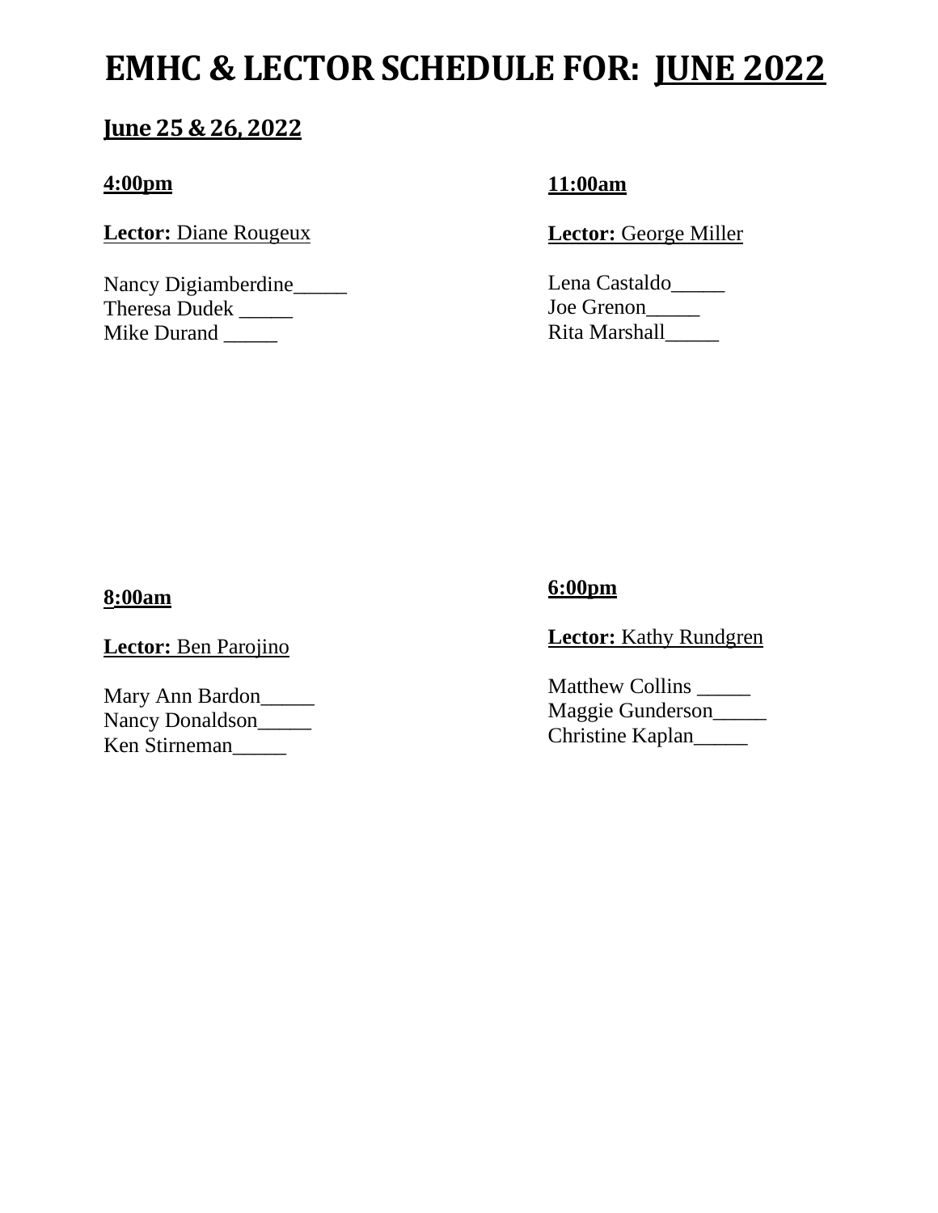# EMHC & LECTOR SCHEDULE FOR: JUNE 2022

## June 25 & 26, 2022

**4:00pm**

**Lector:** Diane Rougeux

Nancy Digiamberdine_____
Theresa Dudek _____
Mike Durand _____

**11:00am**

**Lector:** George Miller

Lena Castaldo_____
Joe Grenon_____
Rita Marshall_____

**8:00am**

**Lector:** Ben Parojino

Mary Ann Bardon_____
Nancy Donaldson_____
Ken Stirneman_____

**6:00pm**

**Lector:** Kathy Rundgren

Matthew Collins _____
Maggie Gunderson_____
Christine Kaplan_____